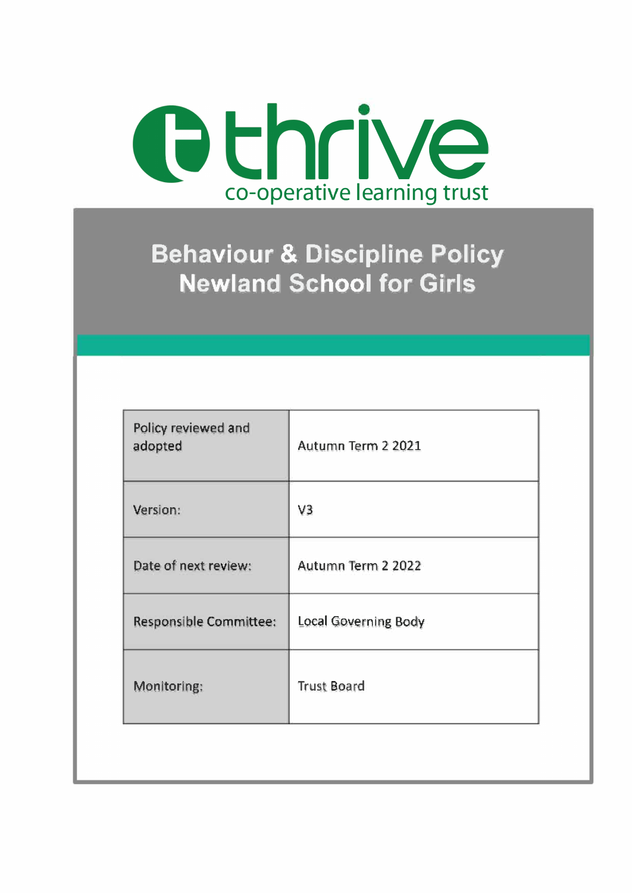thrive

co-operative learning trust

# Behaviour & Discipline Policy
# Newland School for Girls

| | |
|---|---|
| Policy reviewed and adopted | Autumn Term 2 2021 |
| Version: | V3 |
| Date of next review: | Autumn Term 2 2022 |
| Responsible Committee: | Local Governing Body |
| Monitoring: | Trust Board |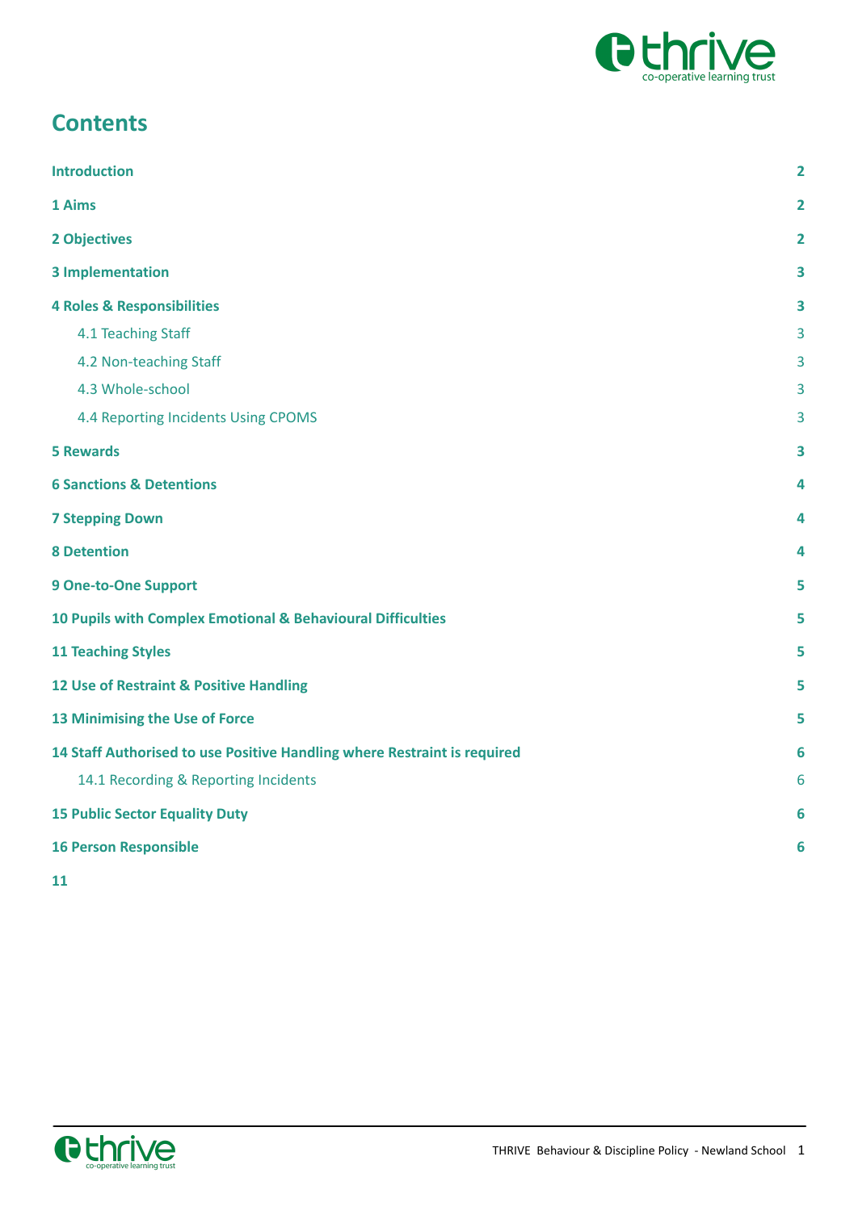# Contents

| | |
|---|---|
| **Introduction** | **2** |
| **1 Aims** | **2** |
| **2 Objectives** | **2** |
| **3 Implementation** | **3** |
| **4 Roles & Responsibilities** | **3** |
| 4.1 Teaching Staff | 3 |
| 4.2 Non-teaching Staff | 3 |
| 4.3 Whole-school | 3 |
| 4.4 Reporting Incidents Using CPOMS | 3 |
| **5 Rewards** | **3** |
| **6 Sanctions & Detentions** | **4** |
| **7 Stepping Down** | **4** |
| **8 Detention** | **4** |
| **9 One-to-One Support** | **5** |
| **10 Pupils with Complex Emotional & Behavioural Difficulties** | **5** |
| **11 Teaching Styles** | **5** |
| **12 Use of Restraint & Positive Handling** | **5** |
| **13 Minimising the Use of Force** | **5** |
| **14 Staff Authorised to use Positive Handling where Restraint is required** | **6** |
| 14.1 Recording & Reporting Incidents | 6 |
| **15 Public Sector Equality Duty** | **6** |
| **16 Person Responsible** | **6** |
| **11** | |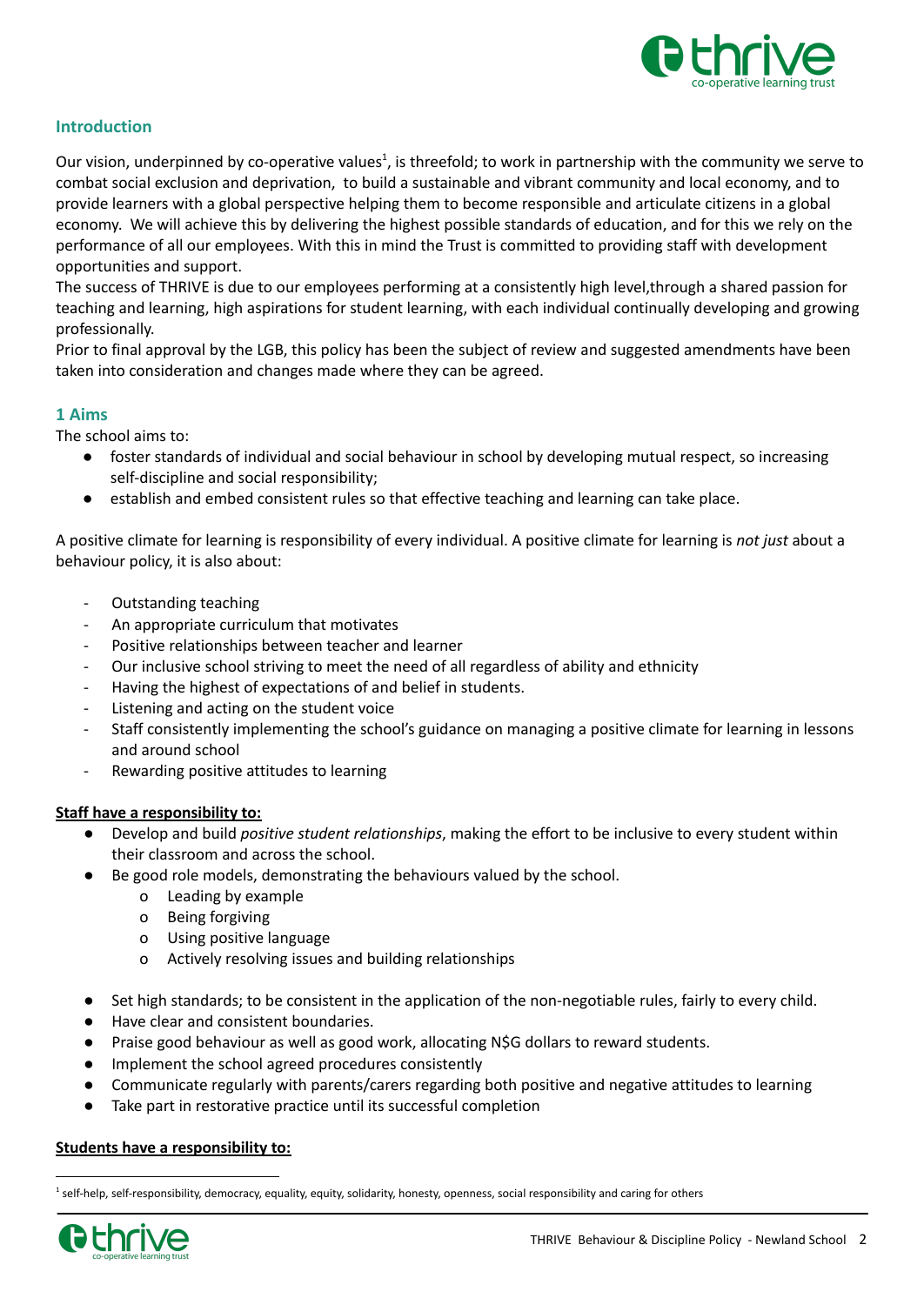## Introduction

Our vision, underpinned by co-operative values[1], is threefold; to work in partnership with the community we serve to combat social exclusion and deprivation, to build a sustainable and vibrant community and local economy, and to provide learners with a global perspective helping them to become responsible and articulate citizens in a global economy. We will achieve this by delivering the highest possible standards of education, and for this we rely on the performance of all our employees. With this in mind the Trust is committed to providing staff with development opportunities and support.

The success of THRIVE is due to our employees performing at a consistently high level,through a shared passion for teaching and learning, high aspirations for student learning, with each individual continually developing and growing professionally.

Prior to final approval by the LGB, this policy has been the subject of review and suggested amendments have been taken into consideration and changes made where they can be agreed.

## 1 Aims

The school aims to:

- foster standards of individual and social behaviour in school by developing mutual respect, so increasing self-discipline and social responsibility;
- establish and embed consistent rules so that effective teaching and learning can take place.

A positive climate for learning is responsibility of every individual. A positive climate for learning is *not just* about a behaviour policy, it is also about:

- Outstanding teaching
- An appropriate curriculum that motivates
- Positive relationships between teacher and learner
- Our inclusive school striving to meet the need of all regardless of ability and ethnicity
- Having the highest of expectations of and belief in students.
- Listening and acting on the student voice
- Staff consistently implementing the school's guidance on managing a positive climate for learning in lessons and around school
- Rewarding positive attitudes to learning

**Staff have a responsibility to:**

- Develop and build *positive student relationships*, making the effort to be inclusive to every student within their classroom and across the school.
- Be good role models, demonstrating the behaviours valued by the school.
  - Leading by example
  - Being forgiving
  - Using positive language
  - Actively resolving issues and building relationships
- Set high standards; to be consistent in the application of the non-negotiable rules, fairly to every child.
- Have clear and consistent boundaries.
- Praise good behaviour as well as good work, allocating N$G dollars to reward students.
- Implement the school agreed procedures consistently
- Communicate regularly with parents/carers regarding both positive and negative attitudes to learning
- Take part in restorative practice until its successful completion

**Students have a responsibility to:**

[1] self-help, self-responsibility, democracy, equality, equity, solidarity, honesty, openness, social responsibility and caring for others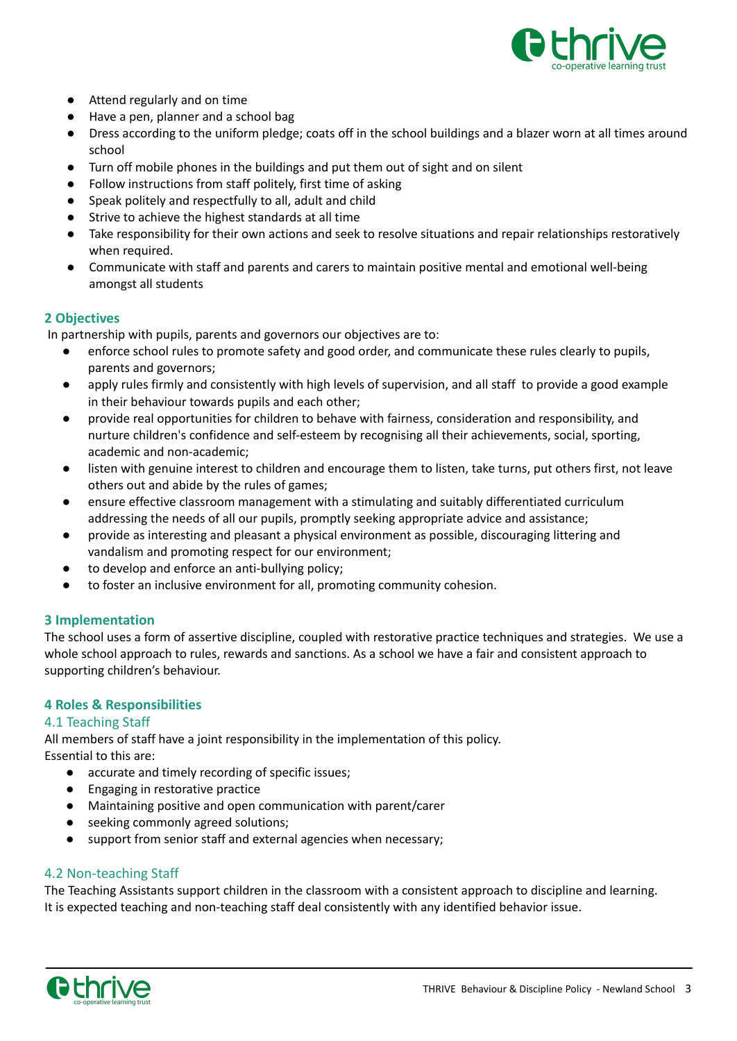- Attend regularly and on time
- Have a pen, planner and a school bag
- Dress according to the uniform pledge; coats off in the school buildings and a blazer worn at all times around school
- Turn off mobile phones in the buildings and put them out of sight and on silent
- Follow instructions from staff politely, first time of asking
- Speak politely and respectfully to all, adult and child
- Strive to achieve the highest standards at all time
- Take responsibility for their own actions and seek to resolve situations and repair relationships restoratively when required.
- Communicate with staff and parents and carers to maintain positive mental and emotional well-being amongst all students

## 2 Objectives

In partnership with pupils, parents and governors our objectives are to:

- enforce school rules to promote safety and good order, and communicate these rules clearly to pupils, parents and governors;
- apply rules firmly and consistently with high levels of supervision, and all staff to provide a good example in their behaviour towards pupils and each other;
- provide real opportunities for children to behave with fairness, consideration and responsibility, and nurture children's confidence and self-esteem by recognising all their achievements, social, sporting, academic and non-academic;
- listen with genuine interest to children and encourage them to listen, take turns, put others first, not leave others out and abide by the rules of games;
- ensure effective classroom management with a stimulating and suitably differentiated curriculum addressing the needs of all our pupils, promptly seeking appropriate advice and assistance;
- provide as interesting and pleasant a physical environment as possible, discouraging littering and vandalism and promoting respect for our environment;
- to develop and enforce an anti-bullying policy;
- to foster an inclusive environment for all, promoting community cohesion.

## 3 Implementation

The school uses a form of assertive discipline, coupled with restorative practice techniques and strategies. We use a whole school approach to rules, rewards and sanctions. As a school we have a fair and consistent approach to supporting children's behaviour.

## 4 Roles & Responsibilities

### 4.1 Teaching Staff

All members of staff have a joint responsibility in the implementation of this policy.
Essential to this are:

- accurate and timely recording of specific issues;
- Engaging in restorative practice
- Maintaining positive and open communication with parent/carer
- seeking commonly agreed solutions;
- support from senior staff and external agencies when necessary;

### 4.2 Non-teaching Staff

The Teaching Assistants support children in the classroom with a consistent approach to discipline and learning. It is expected teaching and non-teaching staff deal consistently with any identified behavior issue.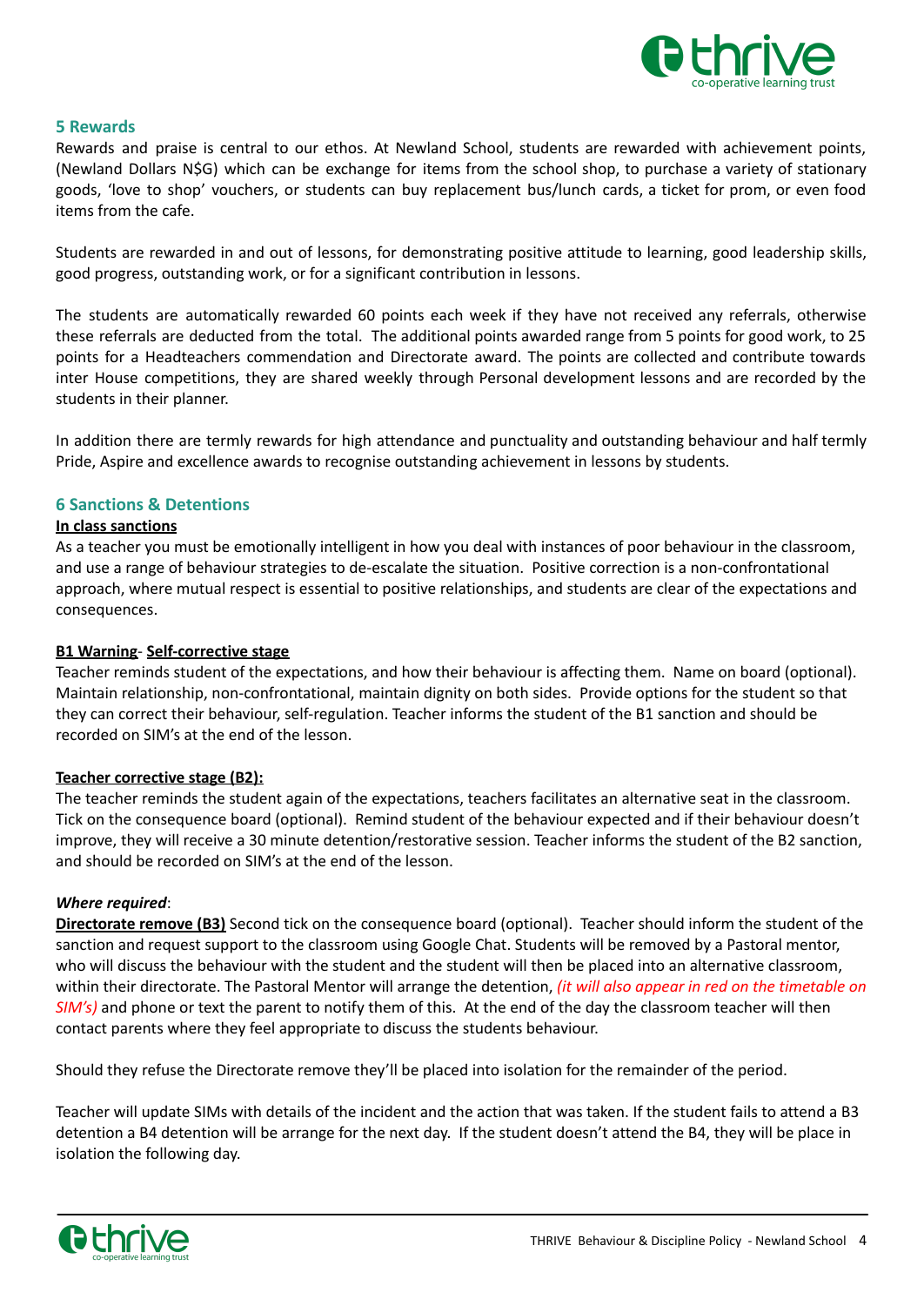## 5 Rewards

Rewards and praise is central to our ethos. At Newland School, students are rewarded with achievement points, (Newland Dollars N$G) which can be exchange for items from the school shop, to purchase a variety of stationary goods, 'love to shop' vouchers, or students can buy replacement bus/lunch cards, a ticket for prom, or even food items from the cafe.

Students are rewarded in and out of lessons, for demonstrating positive attitude to learning, good leadership skills, good progress, outstanding work, or for a significant contribution in lessons.

The students are automatically rewarded 60 points each week if they have not received any referrals, otherwise these referrals are deducted from the total. The additional points awarded range from 5 points for good work, to 25 points for a Headteachers commendation and Directorate award. The points are collected and contribute towards inter House competitions, they are shared weekly through Personal development lessons and are recorded by the students in their planner.

In addition there are termly rewards for high attendance and punctuality and outstanding behaviour and half termly Pride, Aspire and excellence awards to recognise outstanding achievement in lessons by students.

## 6 Sanctions & Detentions

**In class sanctions**

As a teacher you must be emotionally intelligent in how you deal with instances of poor behaviour in the classroom, and use a range of behaviour strategies to de-escalate the situation. Positive correction is a non-confrontational approach, where mutual respect is essential to positive relationships, and students are clear of the expectations and consequences.

**B1 Warning- Self-corrective stage**

Teacher reminds student of the expectations, and how their behaviour is affecting them. Name on board (optional). Maintain relationship, non-confrontational, maintain dignity on both sides. Provide options for the student so that they can correct their behaviour, self-regulation. Teacher informs the student of the B1 sanction and should be recorded on SIM's at the end of the lesson.

**Teacher corrective stage (B2):**

The teacher reminds the student again of the expectations, teachers facilitates an alternative seat in the classroom. Tick on the consequence board (optional). Remind student of the behaviour expected and if their behaviour doesn't improve, they will receive a 30 minute detention/restorative session. Teacher informs the student of the B2 sanction, and should be recorded on SIM's at the end of the lesson.

***Where required***:

**Directorate remove (B3)** Second tick on the consequence board (optional). Teacher should inform the student of the sanction and request support to the classroom using Google Chat. Students will be removed by a Pastoral mentor, who will discuss the behaviour with the student and the student will then be placed into an alternative classroom, within their directorate. The Pastoral Mentor will arrange the detention, *(it will also appear in red on the timetable on SIM's)* and phone or text the parent to notify them of this. At the end of the day the classroom teacher will then contact parents where they feel appropriate to discuss the students behaviour.

Should they refuse the Directorate remove they'll be placed into isolation for the remainder of the period.

Teacher will update SIMs with details of the incident and the action that was taken. If the student fails to attend a B3 detention a B4 detention will be arrange for the next day. If the student doesn't attend the B4, they will be place in isolation the following day.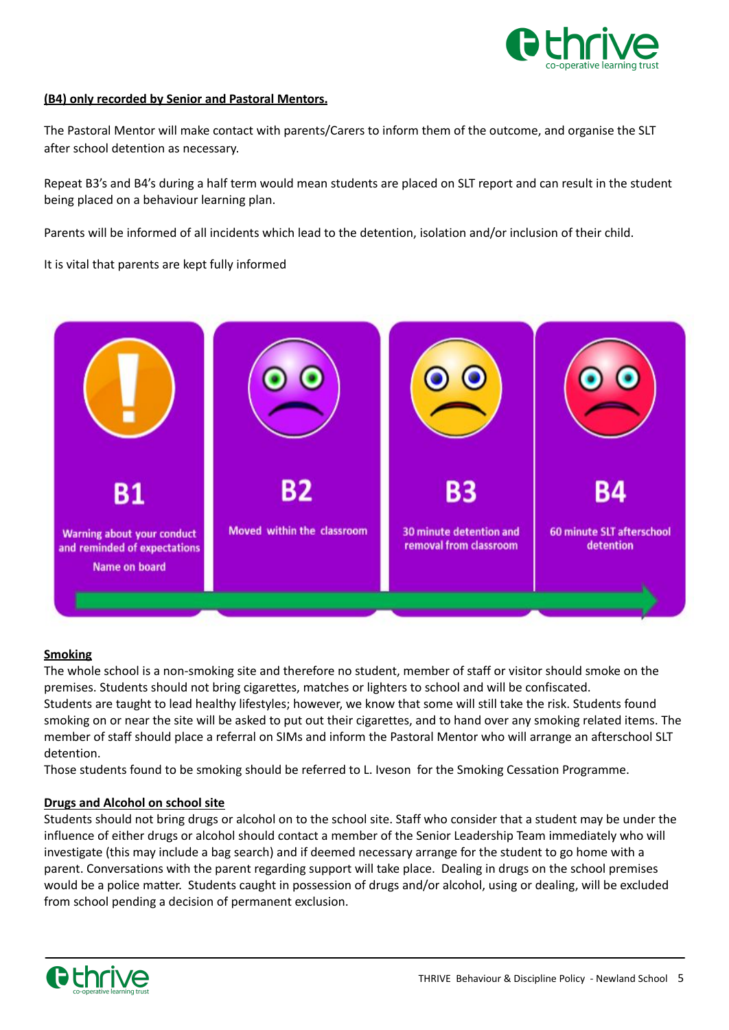**(B4) only recorded by Senior and Pastoral Mentors.**

The Pastoral Mentor will make contact with parents/Carers to inform them of the outcome, and organise the SLT after school detention as necessary.

Repeat B3's and B4's during a half term would mean students are placed on SLT report and can result in the student being placed on a behaviour learning plan.

Parents will be informed of all incidents which lead to the detention, isolation and/or inclusion of their child.

It is vital that parents are kept fully informed

| B1 | B2 | B3 | B4 |
| --- | --- | --- | --- |
| Warning about your conduct and reminded of expectations<br>Name on board | Moved within the classroom | 30 minute detention and removal from classroom | 60 minute SLT afterschool detention |

**Smoking**

The whole school is a non-smoking site and therefore no student, member of staff or visitor should smoke on the premises. Students should not bring cigarettes, matches or lighters to school and will be confiscated.
Students are taught to lead healthy lifestyles; however, we know that some will still take the risk. Students found smoking on or near the site will be asked to put out their cigarettes, and to hand over any smoking related items. The member of staff should place a referral on SIMs and inform the Pastoral Mentor who will arrange an afterschool SLT detention.
Those students found to be smoking should be referred to L. Iveson for the Smoking Cessation Programme.

**Drugs and Alcohol on school site**

Students should not bring drugs or alcohol on to the school site. Staff who consider that a student may be under the influence of either drugs or alcohol should contact a member of the Senior Leadership Team immediately who will investigate (this may include a bag search) and if deemed necessary arrange for the student to go home with a parent. Conversations with the parent regarding support will take place. Dealing in drugs on the school premises would be a police matter. Students caught in possession of drugs and/or alcohol, using or dealing, will be excluded from school pending a decision of permanent exclusion.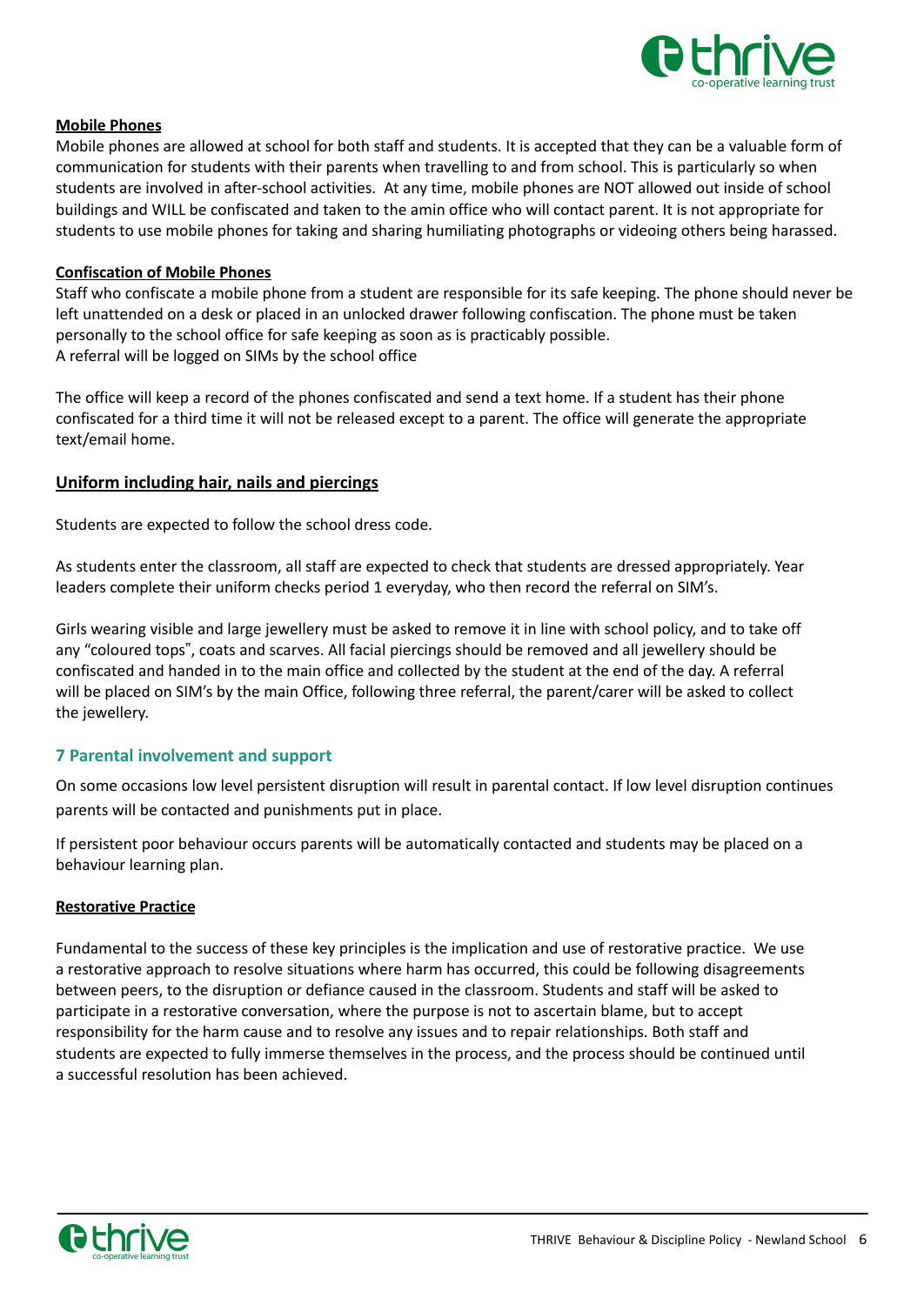**Mobile Phones**

Mobile phones are allowed at school for both staff and students. It is accepted that they can be a valuable form of communication for students with their parents when travelling to and from school. This is particularly so when students are involved in after-school activities.  At any time, mobile phones are NOT allowed out inside of school buildings and WILL be confiscated and taken to the amin office who will contact parent. It is not appropriate for students to use mobile phones for taking and sharing humiliating photographs or videoing others being harassed.

**Confiscation of Mobile Phones**

Staff who confiscate a mobile phone from a student are responsible for its safe keeping. The phone should never be left unattended on a desk or placed in an unlocked drawer following confiscation. The phone must be taken personally to the school office for safe keeping as soon as is practicably possible.
A referral will be logged on SIMs by the school office

The office will keep a record of the phones confiscated and send a text home. If a student has their phone confiscated for a third time it will not be released except to a parent. The office will generate the appropriate text/email home.

## Uniform including hair, nails and piercings

Students are expected to follow the school dress code.

As students enter the classroom, all staff are expected to check that students are dressed appropriately. Year leaders complete their uniform checks period 1 everyday, who then record the referral on SIM's.

Girls wearing visible and large jewellery must be asked to remove it in line with school policy, and to take off any "coloured tops", coats and scarves. All facial piercings should be removed and all jewellery should be confiscated and handed in to the main office and collected by the student at the end of the day. A referral will be placed on SIM's by the main Office, following three referral, the parent/carer will be asked to collect the jewellery.

## 7 Parental involvement and support

On some occasions low level persistent disruption will result in parental contact. If low level disruption continues parents will be contacted and punishments put in place.

If persistent poor behaviour occurs parents will be automatically contacted and students may be placed on a behaviour learning plan.

**Restorative Practice**

Fundamental to the success of these key principles is the implication and use of restorative practice.  We use a restorative approach to resolve situations where harm has occurred, this could be following disagreements between peers, to the disruption or defiance caused in the classroom. Students and staff will be asked to participate in a restorative conversation, where the purpose is not to ascertain blame, but to accept responsibility for the harm cause and to resolve any issues and to repair relationships. Both staff and students are expected to fully immerse themselves in the process, and the process should be continued until a successful resolution has been achieved.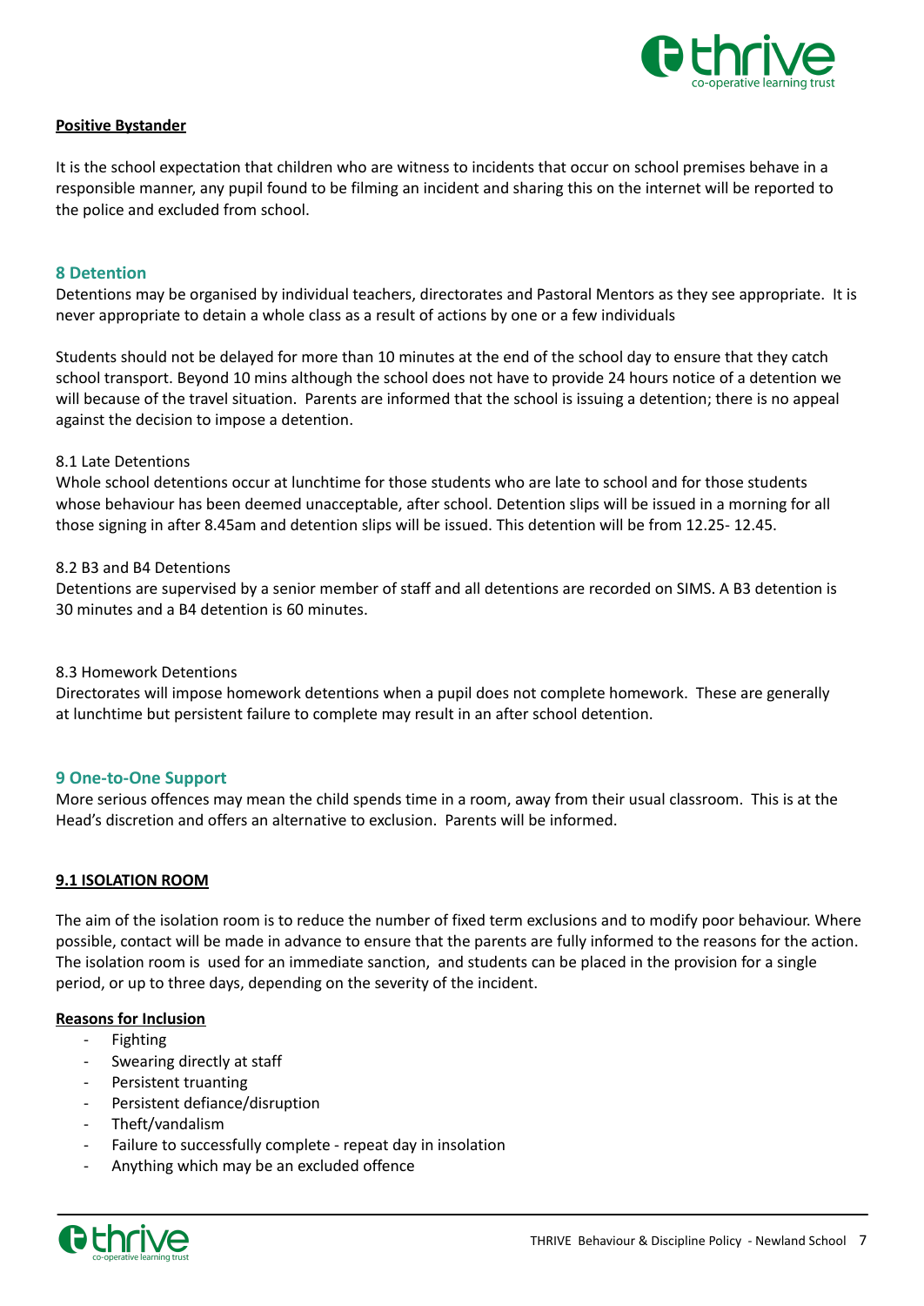**Positive Bystander**

It is the school expectation that children who are witness to incidents that occur on school premises behave in a responsible manner, any pupil found to be filming an incident and sharing this on the internet will be reported to the police and excluded from school.

## 8 Detention

Detentions may be organised by individual teachers, directorates and Pastoral Mentors as they see appropriate. It is never appropriate to detain a whole class as a result of actions by one or a few individuals

Students should not be delayed for more than 10 minutes at the end of the school day to ensure that they catch school transport. Beyond 10 mins although the school does not have to provide 24 hours notice of a detention we will because of the travel situation. Parents are informed that the school is issuing a detention; there is no appeal against the decision to impose a detention.

8.1 Late Detentions

Whole school detentions occur at lunchtime for those students who are late to school and for those students whose behaviour has been deemed unacceptable, after school. Detention slips will be issued in a morning for all those signing in after 8.45am and detention slips will be issued. This detention will be from 12.25- 12.45.

8.2 B3 and B4 Detentions

Detentions are supervised by a senior member of staff and all detentions are recorded on SIMS. A B3 detention is 30 minutes and a B4 detention is 60 minutes.

8.3 Homework Detentions

Directorates will impose homework detentions when a pupil does not complete homework. These are generally at lunchtime but persistent failure to complete may result in an after school detention.

## 9 One-to-One Support

More serious offences may mean the child spends time in a room, away from their usual classroom. This is at the Head's discretion and offers an alternative to exclusion. Parents will be informed.

**9.1 ISOLATION ROOM**

The aim of the isolation room is to reduce the number of fixed term exclusions and to modify poor behaviour. Where possible, contact will be made in advance to ensure that the parents are fully informed to the reasons for the action. The isolation room is used for an immediate sanction, and students can be placed in the provision for a single period, or up to three days, depending on the severity of the incident.

**Reasons for Inclusion**

- Fighting
- Swearing directly at staff
- Persistent truanting
- Persistent defiance/disruption
- Theft/vandalism
- Failure to successfully complete - repeat day in insolation
- Anything which may be an excluded offence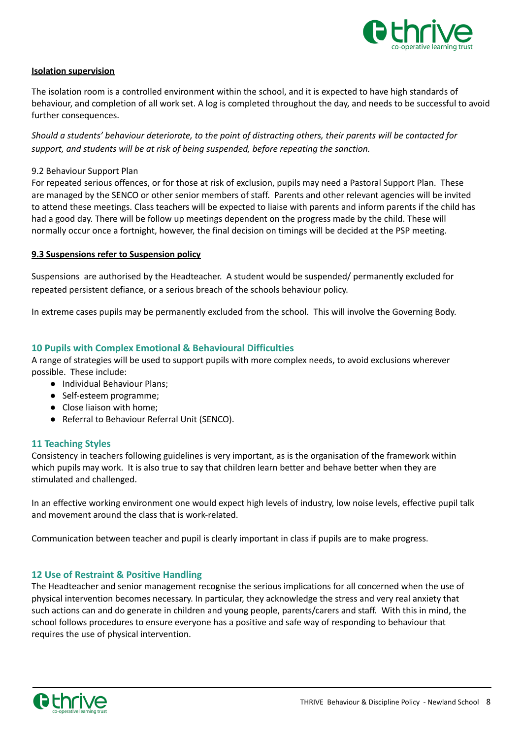**Isolation supervision**

The isolation room is a controlled environment within the school, and it is expected to have high standards of behaviour, and completion of all work set. A log is completed throughout the day, and needs to be successful to avoid further consequences.

*Should a students' behaviour deteriorate, to the point of distracting others, their parents will be contacted for support, and students will be at risk of being suspended, before repeating the sanction.*

9.2 Behaviour Support Plan

For repeated serious offences, or for those at risk of exclusion, pupils may need a Pastoral Support Plan. These are managed by the SENCO or other senior members of staff. Parents and other relevant agencies will be invited to attend these meetings. Class teachers will be expected to liaise with parents and inform parents if the child has had a good day. There will be follow up meetings dependent on the progress made by the child. These will normally occur once a fortnight, however, the final decision on timings will be decided at the PSP meeting.

**9.3 Suspensions refer to Suspension policy**

Suspensions are authorised by the Headteacher. A student would be suspended/ permanently excluded for repeated persistent defiance, or a serious breach of the schools behaviour policy.

In extreme cases pupils may be permanently excluded from the school. This will involve the Governing Body.

## 10 Pupils with Complex Emotional & Behavioural Difficulties

A range of strategies will be used to support pupils with more complex needs, to avoid exclusions wherever possible. These include:

- Individual Behaviour Plans;
- Self-esteem programme;
- Close liaison with home;
- Referral to Behaviour Referral Unit (SENCO).

## 11 Teaching Styles

Consistency in teachers following guidelines is very important, as is the organisation of the framework within which pupils may work. It is also true to say that children learn better and behave better when they are stimulated and challenged.

In an effective working environment one would expect high levels of industry, low noise levels, effective pupil talk and movement around the class that is work-related.

Communication between teacher and pupil is clearly important in class if pupils are to make progress.

## 12 Use of Restraint & Positive Handling

The Headteacher and senior management recognise the serious implications for all concerned when the use of physical intervention becomes necessary. In particular, they acknowledge the stress and very real anxiety that such actions can and do generate in children and young people, parents/carers and staff. With this in mind, the school follows procedures to ensure everyone has a positive and safe way of responding to behaviour that requires the use of physical intervention.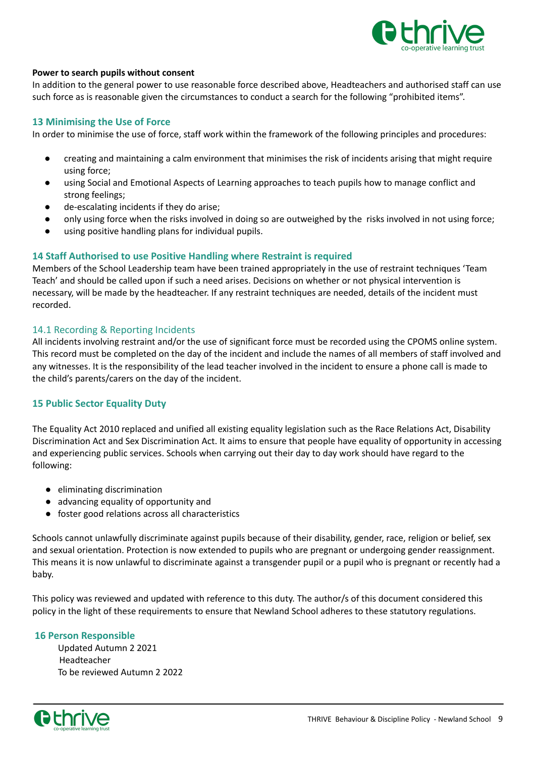**Power to search pupils without consent**

In addition to the general power to use reasonable force described above, Headteachers and authorised staff can use such force as is reasonable given the circumstances to conduct a search for the following "prohibited items".

## 13 Minimising the Use of Force

In order to minimise the use of force, staff work within the framework of the following principles and procedures:

- creating and maintaining a calm environment that minimises the risk of incidents arising that might require using force;
- using Social and Emotional Aspects of Learning approaches to teach pupils how to manage conflict and strong feelings;
- de-escalating incidents if they do arise;
- only using force when the risks involved in doing so are outweighed by the risks involved in not using force;
- using positive handling plans for individual pupils.

## 14 Staff Authorised to use Positive Handling where Restraint is required

Members of the School Leadership team have been trained appropriately in the use of restraint techniques 'Team Teach' and should be called upon if such a need arises. Decisions on whether or not physical intervention is necessary, will be made by the headteacher. If any restraint techniques are needed, details of the incident must recorded.

### 14.1 Recording & Reporting Incidents

All incidents involving restraint and/or the use of significant force must be recorded using the CPOMS online system. This record must be completed on the day of the incident and include the names of all members of staff involved and any witnesses. It is the responsibility of the lead teacher involved in the incident to ensure a phone call is made to the child's parents/carers on the day of the incident.

## 15 Public Sector Equality Duty

The Equality Act 2010 replaced and unified all existing equality legislation such as the Race Relations Act, Disability Discrimination Act and Sex Discrimination Act. It aims to ensure that people have equality of opportunity in accessing and experiencing public services. Schools when carrying out their day to day work should have regard to the following:

- eliminating discrimination
- advancing equality of opportunity and
- foster good relations across all characteristics

Schools cannot unlawfully discriminate against pupils because of their disability, gender, race, religion or belief, sex and sexual orientation. Protection is now extended to pupils who are pregnant or undergoing gender reassignment. This means it is now unlawful to discriminate against a transgender pupil or a pupil who is pregnant or recently had a baby.

This policy was reviewed and updated with reference to this duty. The author/s of this document considered this policy in the light of these requirements to ensure that Newland School adheres to these statutory regulations.

## 16 Person Responsible

Updated Autumn 2 2021
Headteacher
To be reviewed Autumn 2 2022